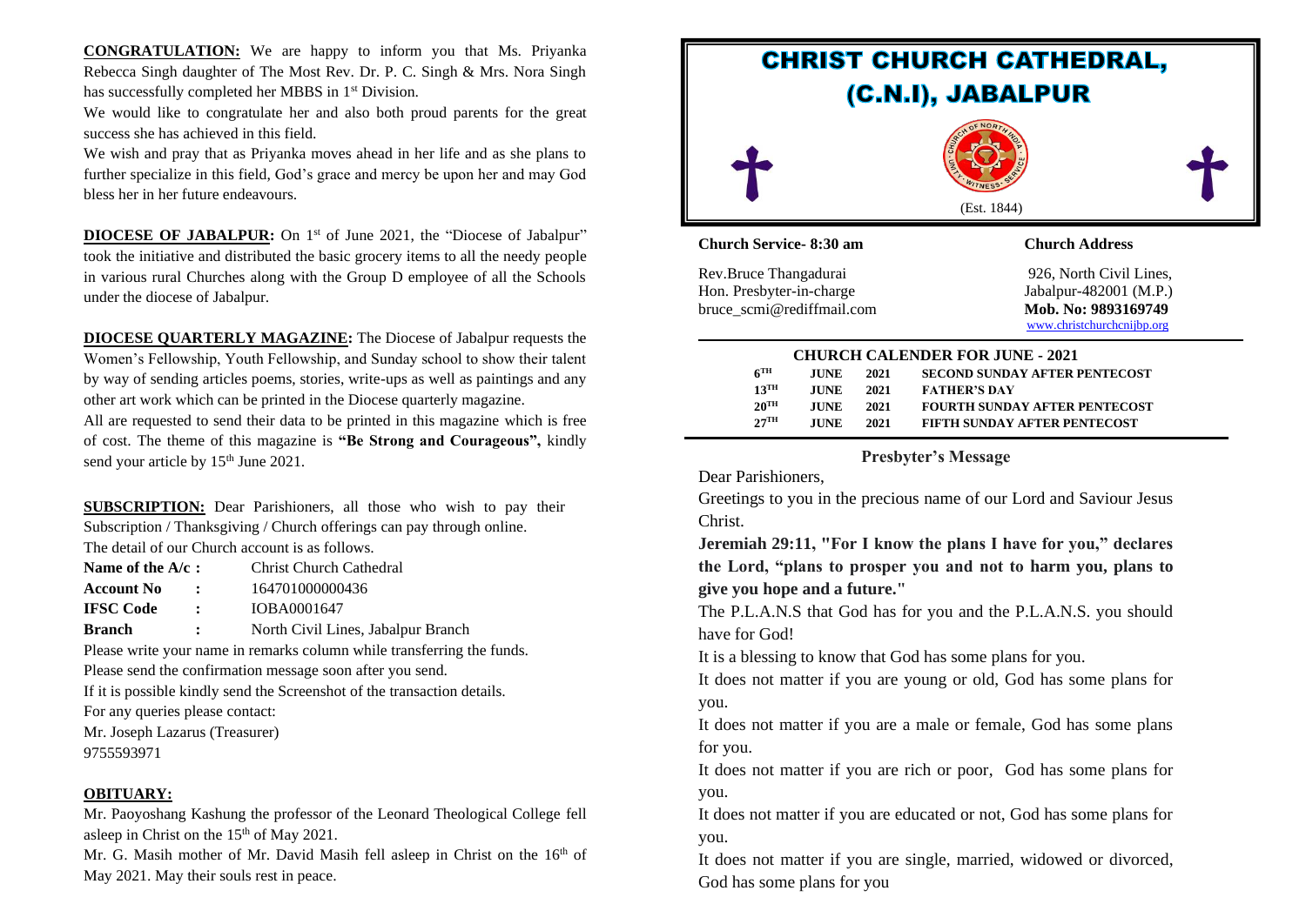**CONGRATULATION:** We are happy to inform you that Ms. Priyanka Rebecca Singh daughter of The Most Rev. Dr. P. C. Singh & Mrs. Nora Singh has successfully completed her MBBS in 1st Division.

We would like to congratulate her and also both proud parents for the great success she has achieved in this field.

We wish and pray that as Priyanka moves ahead in her life and as she plans to further specialize in this field, God's grace and mercy be upon her and may God bless her in her future endeavours.

**DIOCESE OF JABALPUR:** On 1st of June 2021, the "Diocese of Jabalpur" took the initiative and distributed the basic grocery items to all the needy people in various rural Churches along with the Group D employee of all the Schools under the diocese of Jabalpur.

**DIOCESE QUARTERLY MAGAZINE:** The Diocese of Jabalpur requests the Women's Fellowship, Youth Fellowship, and Sunday school to show their talent by way of sending articles poems, stories, write-ups as well as paintings and any other art work which can be printed in the Diocese quarterly magazine.

All are requested to send their data to be printed in this magazine which is free of cost. The theme of this magazine is **"Be Strong and Courageous",** kindly send your article by 15th June 2021.

**SUBSCRIPTION:** Dear Parishioners, all those who wish to pay their Subscription / Thanksgiving / Church offerings can pay through online.

The detail of our Church account is as follows.

| | | |
|---|---|---|
| **Name of the A/c** | : | Christ Church Cathedral |
| **Account No** | : | 164701000000436 |
| **IFSC Code** | : | IOBA0001647 |
| **Branch** | : | North Civil Lines, Jabalpur Branch |

Please write your name in remarks column while transferring the funds.

Please send the confirmation message soon after you send.

If it is possible kindly send the Screenshot of the transaction details.

For any queries please contact:

Mr. Joseph Lazarus (Treasurer)

9755593971

**OBITUARY:**

Mr. Paoyoshang Kashung the professor of the Leonard Theological College fell asleep in Christ on the 15th of May 2021.

Mr. G. Masih mother of Mr. David Masih fell asleep in Christ on the 16th of May 2021. May their souls rest in peace.

# CHRIST CHURCH CATHEDRAL, (C.N.I), JABALPUR

(Est. 1844)

**Church Service- 8:30 am**

Rev.Bruce Thangadurai
Hon. Presbyter-in-charge
bruce_scmi@rediffmail.com

**Church Address**

926, North Civil Lines,
Jabalpur-482001 (M.P.)
**Mob. No: 9893169749**
www.christchurchcnijbp.org

**CHURCH CALENDER FOR JUNE - 2021**

| | | | |
|---|---|---|---|
| 6TH | JUNE | 2021 | SECOND SUNDAY AFTER PENTECOST |
| 13TH | JUNE | 2021 | FATHER'S DAY |
| 20TH | JUNE | 2021 | FOURTH SUNDAY AFTER PENTECOST |
| 27TH | JUNE | 2021 | FIFTH SUNDAY AFTER PENTECOST |

## Presbyter's Message

Dear Parishioners,

Greetings to you in the precious name of our Lord and Saviour Jesus Christ.

**Jeremiah 29:11, "For I know the plans I have for you," declares the Lord, "plans to prosper you and not to harm you, plans to give you hope and a future."**

The P.L.A.N.S that God has for you and the P.L.A.N.S. you should have for God!

It is a blessing to know that God has some plans for you.

It does not matter if you are young or old, God has some plans for you.

It does not matter if you are a male or female, God has some plans for you.

It does not matter if you are rich or poor, God has some plans for you.

It does not matter if you are educated or not, God has some plans for you.

It does not matter if you are single, married, widowed or divorced, God has some plans for you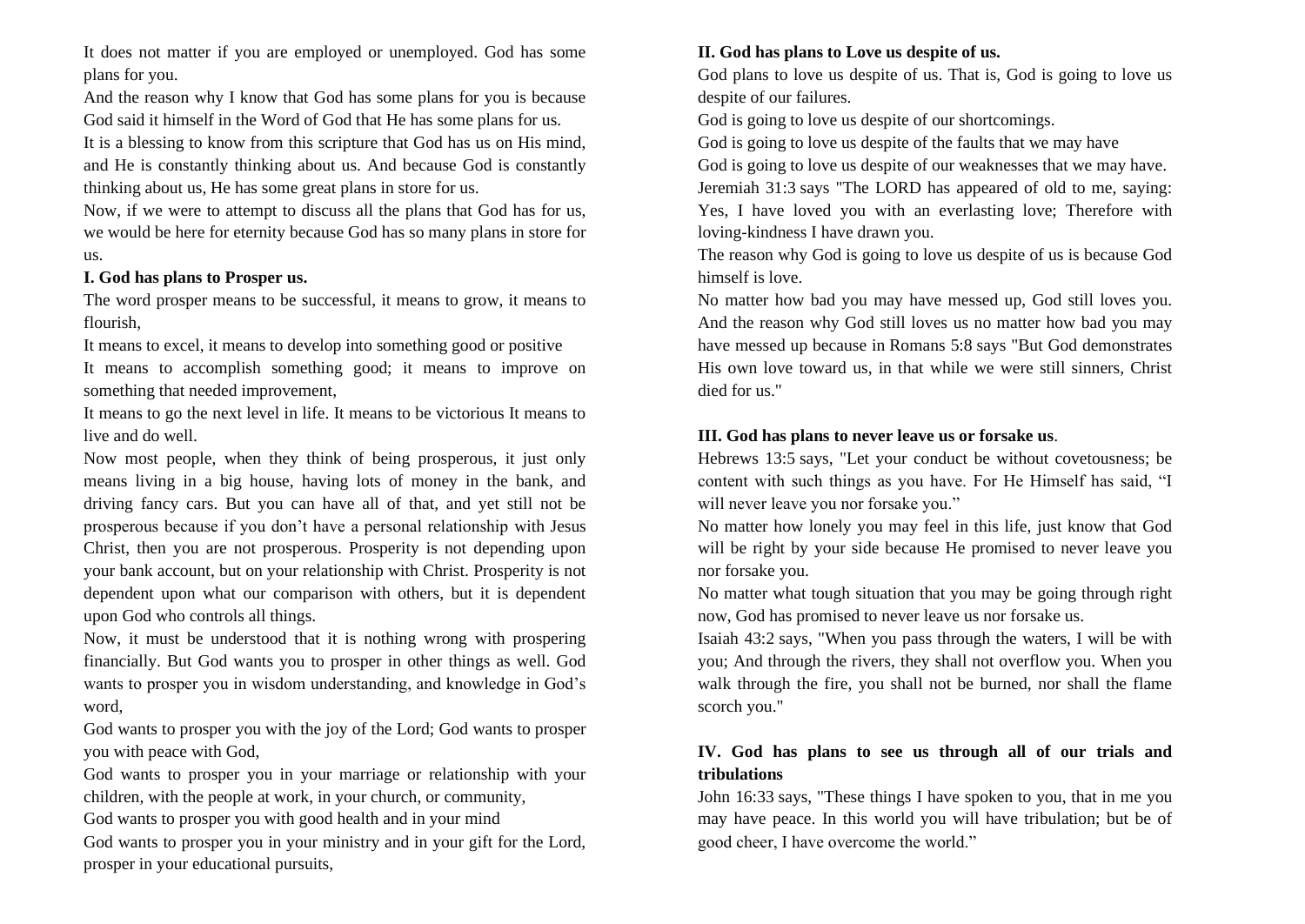It does not matter if you are employed or unemployed. God has some plans for you.

And the reason why I know that God has some plans for you is because God said it himself in the Word of God that He has some plans for us.

It is a blessing to know from this scripture that God has us on His mind, and He is constantly thinking about us. And because God is constantly thinking about us, He has some great plans in store for us.

Now, if we were to attempt to discuss all the plans that God has for us, we would be here for eternity because God has so many plans in store for us.

**I. God has plans to Prosper us.**

The word prosper means to be successful, it means to grow, it means to flourish,

It means to excel, it means to develop into something good or positive

It means to accomplish something good; it means to improve on something that needed improvement,

It means to go the next level in life. It means to be victorious It means to live and do well.

Now most people, when they think of being prosperous, it just only means living in a big house, having lots of money in the bank, and driving fancy cars. But you can have all of that, and yet still not be prosperous because if you don't have a personal relationship with Jesus Christ, then you are not prosperous. Prosperity is not depending upon your bank account, but on your relationship with Christ. Prosperity is not dependent upon what our comparison with others, but it is dependent upon God who controls all things.

Now, it must be understood that it is nothing wrong with prospering financially. But God wants you to prosper in other things as well. God wants to prosper you in wisdom understanding, and knowledge in God's word,

God wants to prosper you with the joy of the Lord; God wants to prosper you with peace with God,

God wants to prosper you in your marriage or relationship with your children, with the people at work, in your church, or community,

God wants to prosper you with good health and in your mind

God wants to prosper you in your ministry and in your gift for the Lord, prosper in your educational pursuits,

**II. God has plans to Love us despite of us.**

God plans to love us despite of us. That is, God is going to love us despite of our failures.

God is going to love us despite of our shortcomings.

God is going to love us despite of the faults that we may have

God is going to love us despite of our weaknesses that we may have.

Jeremiah 31:3 says "The LORD has appeared of old to me, saying: Yes, I have loved you with an everlasting love; Therefore with loving-kindness I have drawn you.

The reason why God is going to love us despite of us is because God himself is love.

No matter how bad you may have messed up, God still loves you. And the reason why God still loves us no matter how bad you may have messed up because in Romans 5:8 says "But God demonstrates His own love toward us, in that while we were still sinners, Christ died for us."

**III. God has plans to never leave us or forsake us**.

Hebrews 13:5 says, "Let your conduct be without covetousness; be content with such things as you have. For He Himself has said, "I will never leave you nor forsake you."

No matter how lonely you may feel in this life, just know that God will be right by your side because He promised to never leave you nor forsake you.

No matter what tough situation that you may be going through right now, God has promised to never leave us nor forsake us.

Isaiah 43:2 says, "When you pass through the waters, I will be with you; And through the rivers, they shall not overflow you. When you walk through the fire, you shall not be burned, nor shall the flame scorch you."

**IV. God has plans to see us through all of our trials and tribulations**

John 16:33 says, "These things I have spoken to you, that in me you may have peace. In this world you will have tribulation; but be of good cheer, I have overcome the world."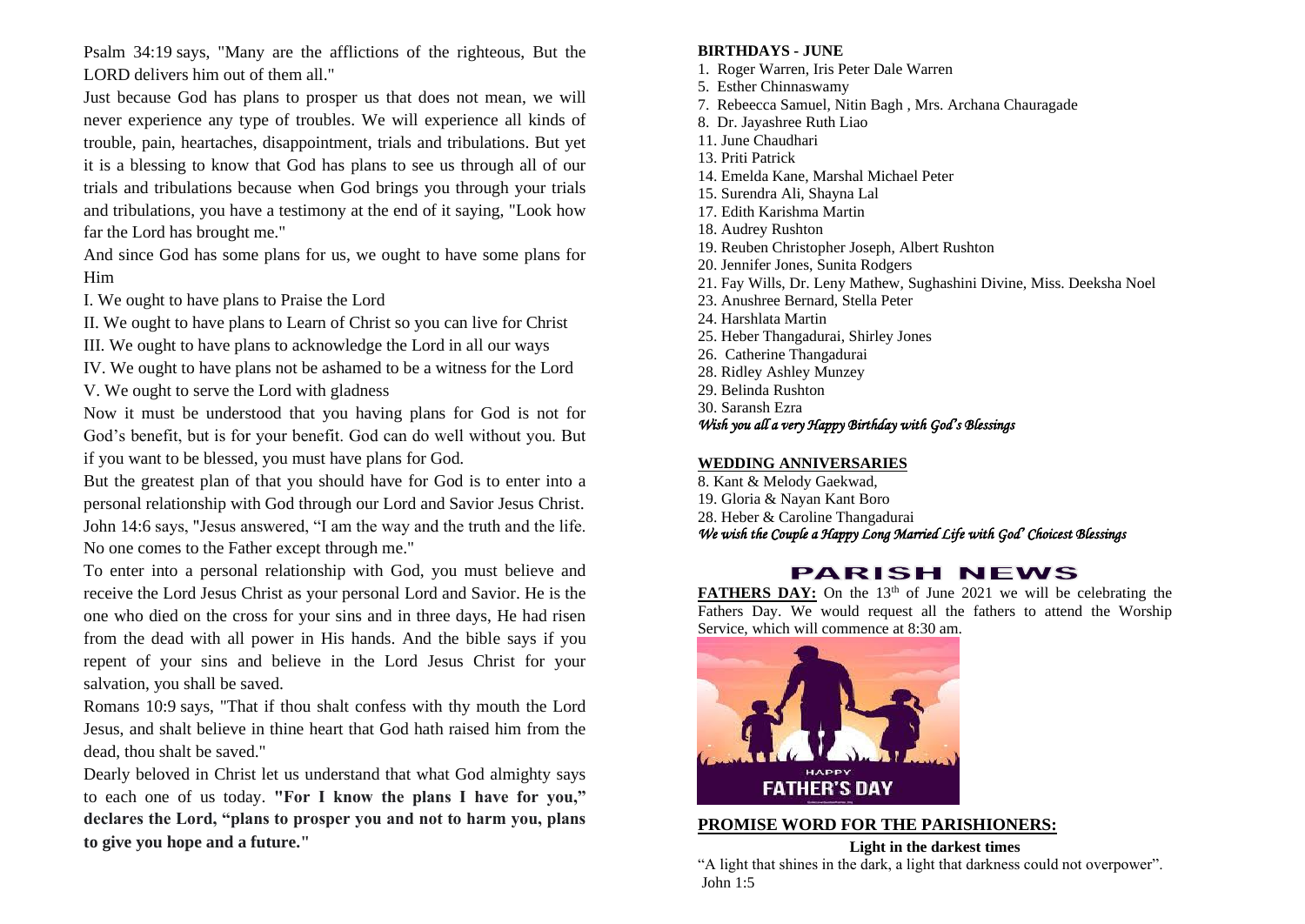Psalm 34:19 says, "Many are the afflictions of the righteous, But the LORD delivers him out of them all."

Just because God has plans to prosper us that does not mean, we will never experience any type of troubles. We will experience all kinds of trouble, pain, heartaches, disappointment, trials and tribulations. But yet it is a blessing to know that God has plans to see us through all of our trials and tribulations because when God brings you through your trials and tribulations, you have a testimony at the end of it saying, "Look how far the Lord has brought me."

And since God has some plans for us, we ought to have some plans for Him

I. We ought to have plans to Praise the Lord

II. We ought to have plans to Learn of Christ so you can live for Christ

III. We ought to have plans to acknowledge the Lord in all our ways

IV. We ought to have plans not be ashamed to be a witness for the Lord

V. We ought to serve the Lord with gladness

Now it must be understood that you having plans for God is not for God's benefit, but is for your benefit. God can do well without you. But if you want to be blessed, you must have plans for God.

But the greatest plan of that you should have for God is to enter into a personal relationship with God through our Lord and Savior Jesus Christ. John 14:6 says, "Jesus answered, "I am the way and the truth and the life. No one comes to the Father except through me."

To enter into a personal relationship with God, you must believe and receive the Lord Jesus Christ as your personal Lord and Savior. He is the one who died on the cross for your sins and in three days, He had risen from the dead with all power in His hands. And the bible says if you repent of your sins and believe in the Lord Jesus Christ for your salvation, you shall be saved.

Romans 10:9 says, "That if thou shalt confess with thy mouth the Lord Jesus, and shalt believe in thine heart that God hath raised him from the dead, thou shalt be saved."

Dearly beloved in Christ let us understand that what God almighty says to each one of us today. **"For I know the plans I have for you," declares the Lord, "plans to prosper you and not to harm you, plans to give you hope and a future."**

**BIRTHDAYS - JUNE**

1. Roger Warren, Iris Peter Dale Warren
5. Esther Chinnaswamy
7. Rebeecca Samuel, Nitin Bagh , Mrs. Archana Chauragade
8. Dr. Jayashree Ruth Liao
11. June Chaudhari
13. Priti Patrick
14. Emelda Kane, Marshal Michael Peter
15. Surendra Ali, Shayna Lal
17. Edith Karishma Martin
18. Audrey Rushton
19. Reuben Christopher Joseph, Albert Rushton
20. Jennifer Jones, Sunita Rodgers
21. Fay Wills, Dr. Leny Mathew, Sughashini Divine, Miss. Deeksha Noel
23. Anushree Bernard, Stella Peter
24. Harshlata Martin
25. Heber Thangadurai, Shirley Jones
26. Catherine Thangadurai
28. Ridley Ashley Munzey
29. Belinda Rushton
30. Saransh Ezra

*Wish you all a very Happy Birthday with God's Blessings*

**WEDDING ANNIVERSARIES**

8. Kant & Melody Gaekwad,
19. Gloria & Nayan Kant Boro
28. Heber & Caroline Thangadurai

*We wish the Couple a Happy Long Married Life with God' Choicest Blessings*

## PARISH NEWS

**FATHERS DAY:** On the 13th of June 2021 we will be celebrating the Fathers Day. We would request all the fathers to attend the Worship Service, which will commence at 8:30 am.

HAPPY FATHER'S DAY

**PROMISE WORD FOR THE PARISHIONERS:**

**Light in the darkest times**

"A light that shines in the dark, a light that darkness could not overpower". John 1:5